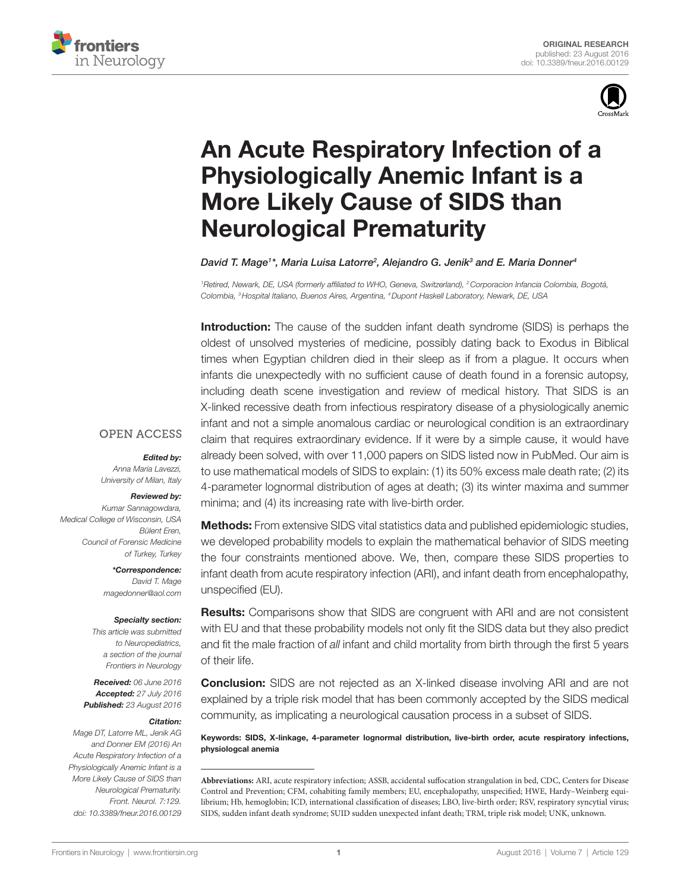ORIGINAL RESEARCH
published: 23 August 2016
doi: 10.3389/fneur.2016.00129

# An Acute Respiratory Infection of a Physiologically Anemic Infant is a More Likely Cause of SIDS than Neurological Prematurity

*David T. Mage[1]\*, Maria Luisa Latorre[2], Alejandro G. Jenik[3] and E. Maria Donner[4]*

[1]Retired, Newark, DE, USA (formerly affiliated to WHO, Geneva, Switzerland), [2]Corporacion Infancia Colombia, Bogotá, Colombia, [3]Hospital Italiano, Buenos Aires, Argentina, [4]Dupont Haskell Laboratory, Newark, DE, USA

**Introduction:** The cause of the sudden infant death syndrome (SIDS) is perhaps the oldest of unsolved mysteries of medicine, possibly dating back to Exodus in Biblical times when Egyptian children died in their sleep as if from a plague. It occurs when infants die unexpectedly with no sufficient cause of death found in a forensic autopsy, including death scene investigation and review of medical history. That SIDS is an X-linked recessive death from infectious respiratory disease of a physiologically anemic infant and not a simple anomalous cardiac or neurological condition is an extraordinary claim that requires extraordinary evidence. If it were by a simple cause, it would have already been solved, with over 11,000 papers on SIDS listed now in PubMed. Our aim is to use mathematical models of SIDS to explain: (1) its 50% excess male death rate; (2) its 4-parameter lognormal distribution of ages at death; (3) its winter maxima and summer minima; and (4) its increasing rate with live-birth order.

**Methods:** From extensive SIDS vital statistics data and published epidemiologic studies, we developed probability models to explain the mathematical behavior of SIDS meeting the four constraints mentioned above. We, then, compare these SIDS properties to infant death from acute respiratory infection (ARI), and infant death from encephalopathy, unspecified (EU).

**Results:** Comparisons show that SIDS are congruent with ARI and are not consistent with EU and that these probability models not only fit the SIDS data but they also predict and fit the male fraction of *all* infant and child mortality from birth through the first 5 years of their life.

**Conclusion:** SIDS are not rejected as an X-linked disease involving ARI and are not explained by a triple risk model that has been commonly accepted by the SIDS medical community, as implicating a neurological causation process in a subset of SIDS.

**Keywords:** SIDS, X-linkage, 4-parameter lognormal distribution, live-birth order, acute respiratory infections, physiologcal anemia

OPEN ACCESS

***Edited by:***
*Anna Maria Lavezzi, University of Milan, Italy*

***Reviewed by:***
*Kumar Sannagowdara, Medical College of Wisconsin, USA*
*Bülent Eren, Council of Forensic Medicine of Turkey, Turkey*

***\*Correspondence:***
*David T. Mage*
*magedonner@aol.com*

***Specialty section:***
*This article was submitted to Neuropediatrics, a section of the journal Frontiers in Neurology*

***Received:*** *06 June 2016*
***Accepted:*** *27 July 2016*
***Published:*** *23 August 2016*

***Citation:***
*Mage DT, Latorre ML, Jenik AG and Donner EM (2016) An Acute Respiratory Infection of a Physiologically Anemic Infant is a More Likely Cause of SIDS than Neurological Prematurity. Front. Neurol. 7:129. doi: 10.3389/fneur.2016.00129*

**Abbreviations:** ARI, acute respiratory infection; ASSB, accidental suffocation strangulation in bed, CDC, Centers for Disease Control and Prevention; CFM, cohabiting family members; EU, encephalopathy, unspecified; HWE, Hardy–Weinberg equilibrium; Hb, hemoglobin; ICD, international classification of diseases; LBO, live-birth order; RSV, respiratory syncytial virus; SIDS, sudden infant death syndrome; SUID sudden unexpected infant death; TRM, triple risk model; UNK, unknown.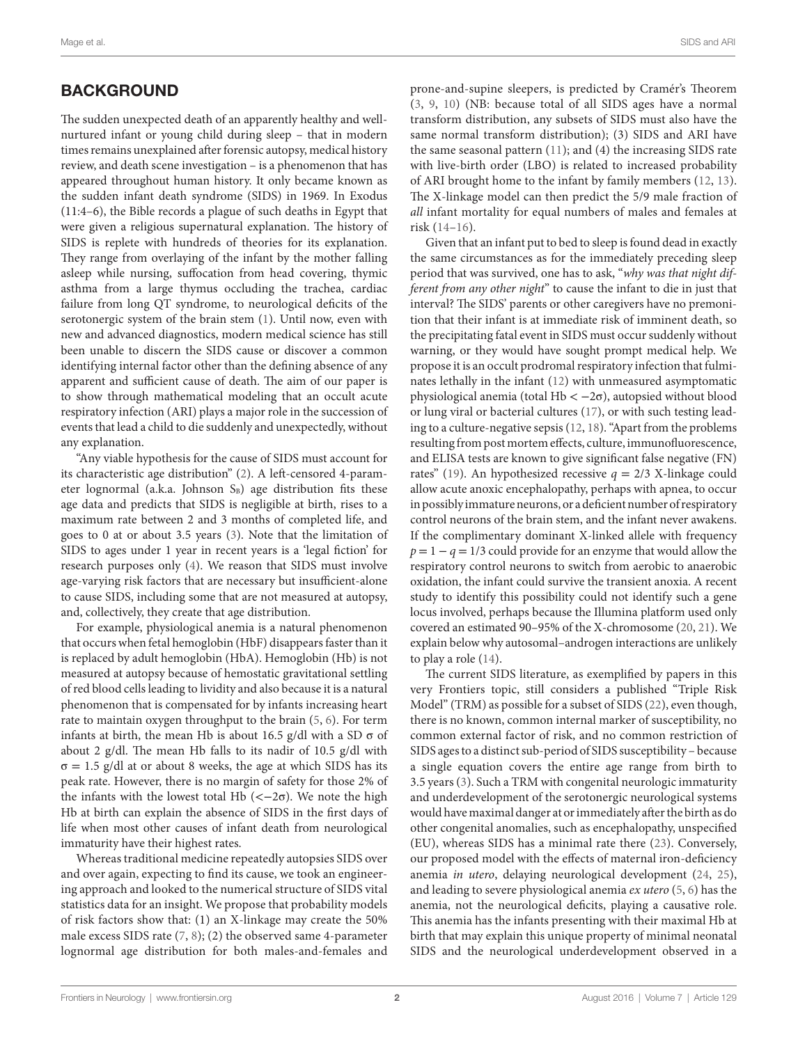## BACKGROUND

The sudden unexpected death of an apparently healthy and well-nurtured infant or young child during sleep – that in modern times remains unexplained after forensic autopsy, medical history review, and death scene investigation – is a phenomenon that has appeared throughout human history. It only became known as the sudden infant death syndrome (SIDS) in 1969. In Exodus (11:4–6), the Bible records a plague of such deaths in Egypt that were given a religious supernatural explanation. The history of SIDS is replete with hundreds of theories for its explanation. They range from overlaying of the infant by the mother falling asleep while nursing, suffocation from head covering, thymic asthma from a large thymus occluding the trachea, cardiac failure from long QT syndrome, to neurological deficits of the serotonergic system of the brain stem (1). Until now, even with new and advanced diagnostics, modern medical science has still been unable to discern the SIDS cause or discover a common identifying internal factor other than the defining absence of any apparent and sufficient cause of death. The aim of our paper is to show through mathematical modeling that an occult acute respiratory infection (ARI) plays a major role in the succession of events that lead a child to die suddenly and unexpectedly, without any explanation.

"Any viable hypothesis for the cause of SIDS must account for its characteristic age distribution" (2). A left-censored 4-parameter lognormal (a.k.a. Johnson $S_B$) age distribution fits these age data and predicts that SIDS is negligible at birth, rises to a maximum rate between 2 and 3 months of completed life, and goes to 0 at or about 3.5 years (3). Note that the limitation of SIDS to ages under 1 year in recent years is a 'legal fiction' for research purposes only (4). We reason that SIDS must involve age-varying risk factors that are necessary but insufficient-alone to cause SIDS, including some that are not measured at autopsy, and, collectively, they create that age distribution.

For example, physiological anemia is a natural phenomenon that occurs when fetal hemoglobin (HbF) disappears faster than it is replaced by adult hemoglobin (HbA). Hemoglobin (Hb) is not measured at autopsy because of hemostatic gravitational settling of red blood cells leading to lividity and also because it is a natural phenomenon that is compensated for by infants increasing heart rate to maintain oxygen throughput to the brain (5, 6). For term infants at birth, the mean Hb is about 16.5 g/dl with a SD $\sigma$ of about 2 g/dl. The mean Hb falls to its nadir of 10.5 g/dl with $\sigma = 1.5$ g/dl at or about 8 weeks, the age at which SIDS has its peak rate. However, there is no margin of safety for those 2% of the infants with the lowest total Hb ($<-2\sigma$). We note the high Hb at birth can explain the absence of SIDS in the first days of life when most other causes of infant death from neurological immaturity have their highest rates.

Whereas traditional medicine repeatedly autopsies SIDS over and over again, expecting to find its cause, we took an engineering approach and looked to the numerical structure of SIDS vital statistics data for an insight. We propose that probability models of risk factors show that: (1) an X-linkage may create the 50% male excess SIDS rate (7, 8); (2) the observed same 4-parameter lognormal age distribution for both males-and-females and prone-and-supine sleepers, is predicted by Cramér's Theorem (3, 9, 10) (NB: because total of all SIDS ages have a normal transform distribution, any subsets of SIDS must also have the same normal transform distribution); (3) SIDS and ARI have the same seasonal pattern (11); and (4) the increasing SIDS rate with live-birth order (LBO) is related to increased probability of ARI brought home to the infant by family members (12, 13). The X-linkage model can then predict the 5/9 male fraction of *all* infant mortality for equal numbers of males and females at risk (14–16).

Given that an infant put to bed to sleep is found dead in exactly the same circumstances as for the immediately preceding sleep period that was survived, one has to ask, "*why was that night different from any other night*" to cause the infant to die in just that interval? The SIDS' parents or other caregivers have no premonition that their infant is at immediate risk of imminent death, so the precipitating fatal event in SIDS must occur suddenly without warning, or they would have sought prompt medical help. We propose it is an occult prodromal respiratory infection that fulminates lethally in the infant (12) with unmeasured asymptomatic physiological anemia (total Hb $< -2\sigma$), autopsied without blood or lung viral or bacterial cultures (17), or with such testing leading to a culture-negative sepsis (12, 18). "Apart from the problems resulting from post mortem effects, culture, immunofluorescence, and ELISA tests are known to give significant false negative (FN) rates" (19). An hypothesized recessive $q = 2/3$ X-linkage could allow acute anoxic encephalopathy, perhaps with apnea, to occur in possibly immature neurons, or a deficient number of respiratory control neurons of the brain stem, and the infant never awakens. If the complimentary dominant X-linked allele with frequency $p = 1 - q = 1/3$ could provide for an enzyme that would allow the respiratory control neurons to switch from aerobic to anaerobic oxidation, the infant could survive the transient anoxia. A recent study to identify this possibility could not identify such a gene locus involved, perhaps because the Illumina platform used only covered an estimated 90–95% of the X-chromosome (20, 21). We explain below why autosomal–androgen interactions are unlikely to play a role (14).

The current SIDS literature, as exemplified by papers in this very Frontiers topic, still considers a published "Triple Risk Model" (TRM) as possible for a subset of SIDS (22), even though, there is no known, common internal marker of susceptibility, no common external factor of risk, and no common restriction of SIDS ages to a distinct sub-period of SIDS susceptibility – because a single equation covers the entire age range from birth to 3.5 years (3). Such a TRM with congenital neurologic immaturity and underdevelopment of the serotonergic neurological systems would have maximal danger at or immediately after the birth as do other congenital anomalies, such as encephalopathy, unspecified (EU), whereas SIDS has a minimal rate there (23). Conversely, our proposed model with the effects of maternal iron-deficiency anemia *in utero*, delaying neurological development (24, 25), and leading to severe physiological anemia *ex utero* (5, 6) has the anemia, not the neurological deficits, playing a causative role. This anemia has the infants presenting with their maximal Hb at birth that may explain this unique property of minimal neonatal SIDS and the neurological underdevelopment observed in a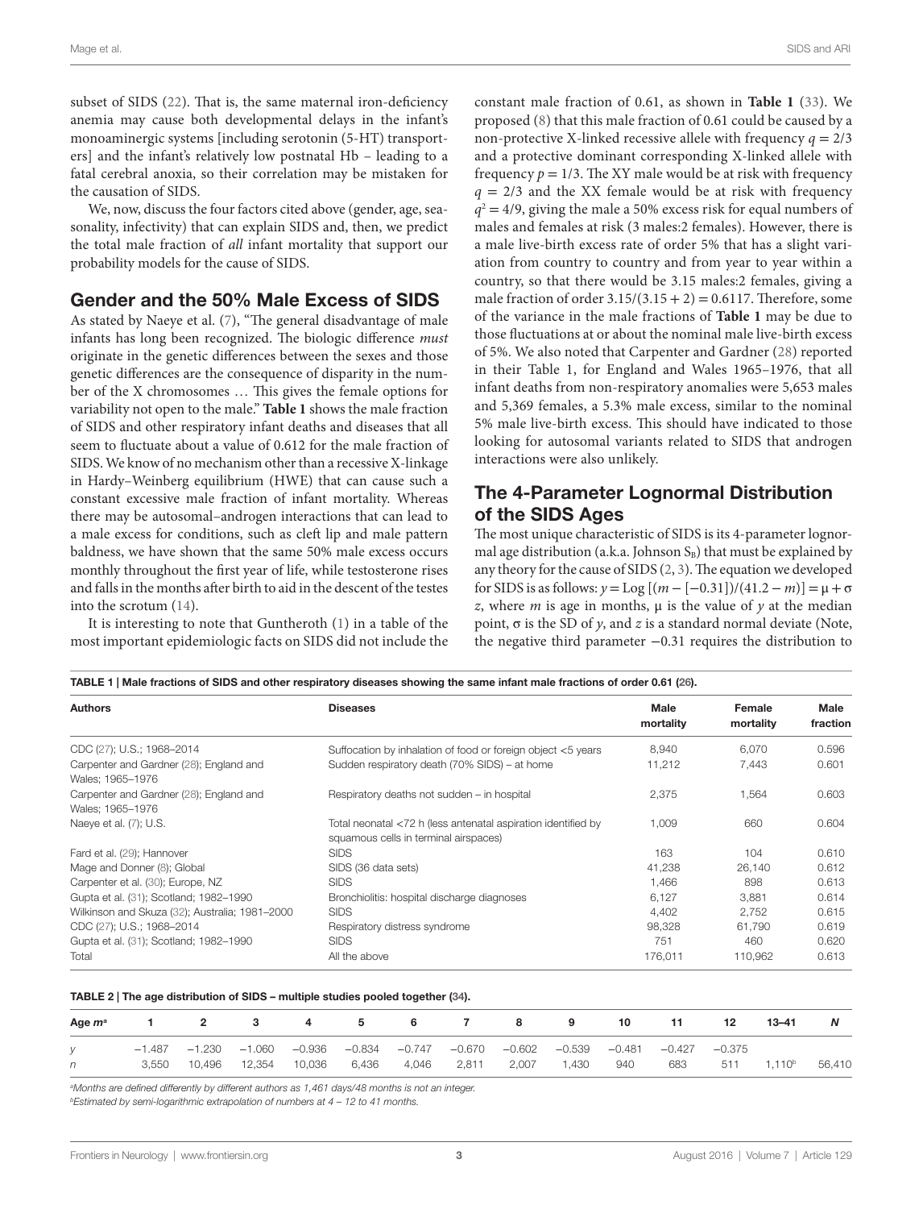subset of SIDS (22). That is, the same maternal iron-deficiency anemia may cause both developmental delays in the infant's monoaminergic systems [including serotonin (5-HT) transporters] and the infant's relatively low postnatal Hb – leading to a fatal cerebral anoxia, so their correlation may be mistaken for the causation of SIDS.

We, now, discuss the four factors cited above (gender, age, seasonality, infectivity) that can explain SIDS and, then, we predict the total male fraction of *all* infant mortality that support our probability models for the cause of SIDS.

## Gender and the 50% Male Excess of SIDS

As stated by Naeye et al. (7), "The general disadvantage of male infants has long been recognized. The biologic difference *must* originate in the genetic differences between the sexes and those genetic differences are the consequence of disparity in the number of the X chromosomes … This gives the female options for variability not open to the male." **Table 1** shows the male fraction of SIDS and other respiratory infant deaths and diseases that all seem to fluctuate about a value of 0.612 for the male fraction of SIDS. We know of no mechanism other than a recessive X-linkage in Hardy–Weinberg equilibrium (HWE) that can cause such a constant excessive male fraction of infant mortality. Whereas there may be autosomal–androgen interactions that can lead to a male excess for conditions, such as cleft lip and male pattern baldness, we have shown that the same 50% male excess occurs monthly throughout the first year of life, while testosterone rises and falls in the months after birth to aid in the descent of the testes into the scrotum (14).

It is interesting to note that Guntheroth (1) in a table of the most important epidemiologic facts on SIDS did not include the constant male fraction of 0.61, as shown in **Table 1** (33). We proposed (8) that this male fraction of 0.61 could be caused by a non-protective X-linked recessive allele with frequency $q = 2/3$ and a protective dominant corresponding X-linked allele with frequency $p = 1/3$. The XY male would be at risk with frequency $q = 2/3$ and the XX female would be at risk with frequency $q^2 = 4/9$, giving the male a 50% excess risk for equal numbers of males and females at risk (3 males:2 females). However, there is a male live-birth excess rate of order 5% that has a slight variation from country to country and from year to year within a country, so that there would be 3.15 males:2 females, giving a male fraction of order $3.15/(3.15 + 2) = 0.6117$. Therefore, some of the variance in the male fractions of **Table 1** may be due to those fluctuations at or about the nominal male live-birth excess of 5%. We also noted that Carpenter and Gardner (28) reported in their Table 1, for England and Wales 1965–1976, that all infant deaths from non-respiratory anomalies were 5,653 males and 5,369 females, a 5.3% male excess, similar to the nominal 5% male live-birth excess. This should have indicated to those looking for autosomal variants related to SIDS that androgen interactions were also unlikely.

## The 4-Parameter Lognormal Distribution of the SIDS Ages

The most unique characteristic of SIDS is its 4-parameter lognormal age distribution (a.k.a. Johnson $S_B$) that must be explained by any theory for the cause of SIDS (2, 3). The equation we developed for SIDS is as follows: $y = \text{Log}\,[(m - [-0.31])/(41.2 - m)] = \mu + \sigma z$, where $m$ is age in months, $\mu$ is the value of $y$ at the median point, $\sigma$ is the SD of $y$, and $z$ is a standard normal deviate (Note, the negative third parameter $-0.31$ requires the distribution to

**TABLE 1 | Male fractions of SIDS and other respiratory diseases showing the same infant male fractions of order 0.61 (26).**

| Authors | Diseases | Male mortality | Female mortality | Male fraction |
|---|---|---|---|---|
| CDC (27); U.S.; 1968–2014 | Suffocation by inhalation of food or foreign object <5 years | 8,940 | 6,070 | 0.596 |
| Carpenter and Gardner (28); England and Wales; 1965–1976 | Sudden respiratory death (70% SIDS) – at home | 11,212 | 7,443 | 0.601 |
| Carpenter and Gardner (28); England and Wales; 1965–1976 | Respiratory deaths not sudden – in hospital | 2,375 | 1,564 | 0.603 |
| Naeye et al. (7); U.S. | Total neonatal <72 h (less antenatal aspiration identified by squamous cells in terminal airspaces) | 1,009 | 660 | 0.604 |
| Fard et al. (29); Hannover | SIDS | 163 | 104 | 0.610 |
| Mage and Donner (8); Global | SIDS (36 data sets) | 41,238 | 26,140 | 0.612 |
| Carpenter et al. (30); Europe, NZ | SIDS | 1,466 | 898 | 0.613 |
| Gupta et al. (31); Scotland; 1982–1990 | Bronchiolitis: hospital discharge diagnoses | 6,127 | 3,881 | 0.614 |
| Wilkinson and Skuza (32); Australia; 1981–2000 | SIDS | 4,402 | 2,752 | 0.615 |
| CDC (27); U.S.; 1968–2014 | Respiratory distress syndrome | 98,328 | 61,790 | 0.619 |
| Gupta et al. (31); Scotland; 1982–1990 | SIDS | 751 | 460 | 0.620 |
| Total | All the above | 176,011 | 110,962 | 0.613 |

**TABLE 2 | The age distribution of SIDS – multiple studies pooled together (34).**

| Age $m$[a] | 1 | 2 | 3 | 4 | 5 | 6 | 7 | 8 | 9 | 10 | 11 | 12 | 13–41 | N |
|---|---|---|---|---|---|---|---|---|---|---|---|---|---|---|
| $y$ | −1.487 | −1.230 | −1.060 | −0.936 | −0.834 | −0.747 | −0.670 | −0.602 | −0.539 | −0.481 | −0.427 | −0.375 | | |
| $n$ | 3,550 | 10,496 | 12,354 | 10,036 | 6,436 | 4,046 | 2,811 | 2,007 | 1,430 | 940 | 683 | 511 | 1,110[b] | 56,410 |

[a] Months are defined differently by different authors as 1,461 days/48 months is not an integer.

[b] Estimated by semi-logarithmic extrapolation of numbers at 4 – 12 to 41 months.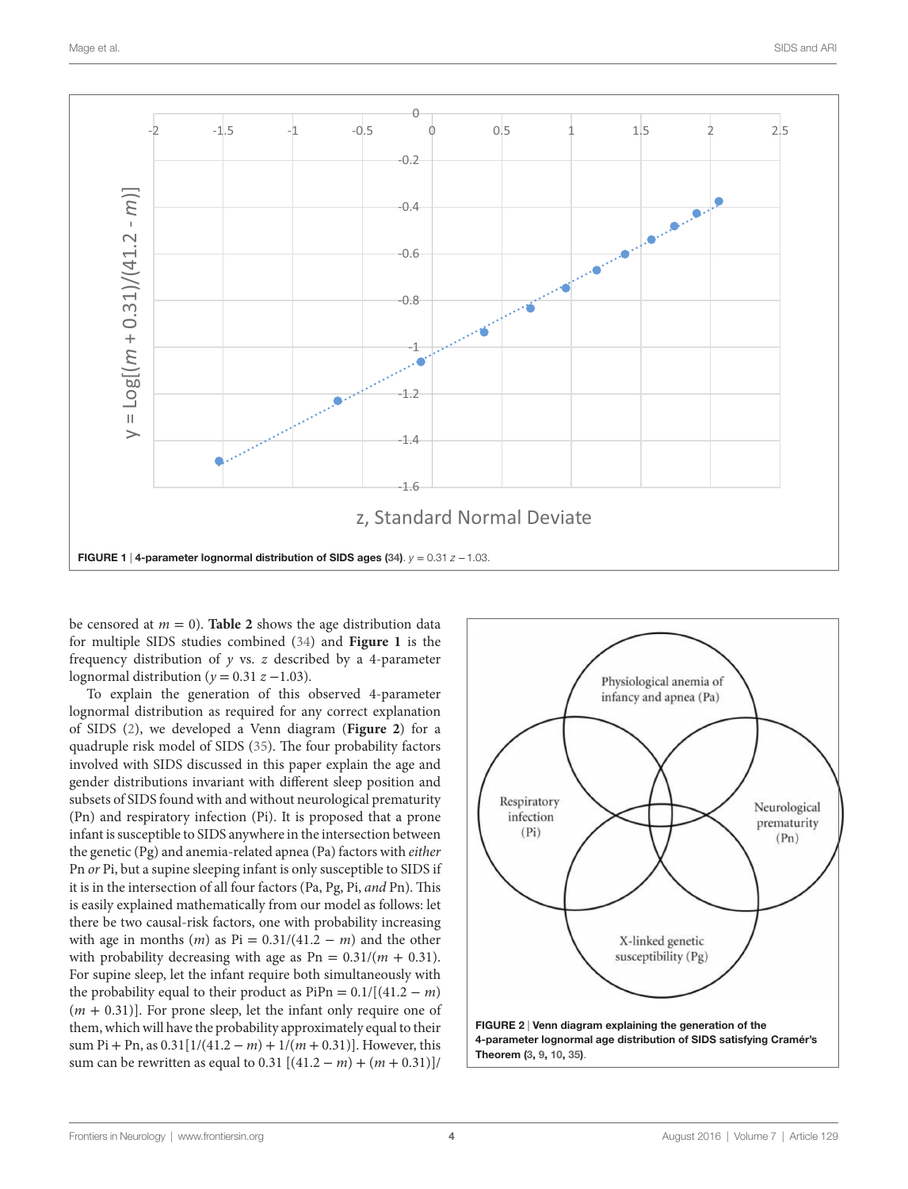FIGURE 1 | **4-parameter lognormal distribution of SIDS ages (34)**. $y = 0.31\, z - 1.03$.

be censored at $m = 0$). **Table 2** shows the age distribution data for multiple SIDS studies combined (34) and **Figure 1** is the frequency distribution of $y$ vs. $z$ described by a 4-parameter lognormal distribution ($y = 0.31\, z - 1.03$).

To explain the generation of this observed 4-parameter lognormal distribution as required for any correct explanation of SIDS (2), we developed a Venn diagram (**Figure 2**) for a quadruple risk model of SIDS (35). The four probability factors involved with SIDS discussed in this paper explain the age and gender distributions invariant with different sleep position and subsets of SIDS found with and without neurological prematurity (Pn) and respiratory infection (Pi). It is proposed that a prone infant is susceptible to SIDS anywhere in the intersection between the genetic (Pg) and anemia-related apnea (Pa) factors with *either* Pn *or* Pi, but a supine sleeping infant is only susceptible to SIDS if it is in the intersection of all four factors (Pa, Pg, Pi, *and* Pn). This is easily explained mathematically from our model as follows: let there be two causal-risk factors, one with probability increasing with age in months ($m$) as $\mathrm{Pi} = 0.31/(41.2 - m)$ and the other with probability decreasing with age as $\mathrm{Pn} = 0.31/(m + 0.31)$. For supine sleep, let the infant require both simultaneously with the probability equal to their product as $\mathrm{PiPn} = 0.1/[(41.2 - m)(m + 0.31)]$. For prone sleep, let the infant only require one of them, which will have the probability approximately equal to their sum $\mathrm{Pi} + \mathrm{Pn}$, as $0.31[1/(41.2 - m) + 1/(m + 0.31)]$. However, this sum can be rewritten as equal to $0.31\,[(41.2 - m) + (m + 0.31)]/$

FIGURE 2 | **Venn diagram explaining the generation of the 4-parameter lognormal age distribution of SIDS satisfying Cramér's Theorem (3, 9, 10, 35).**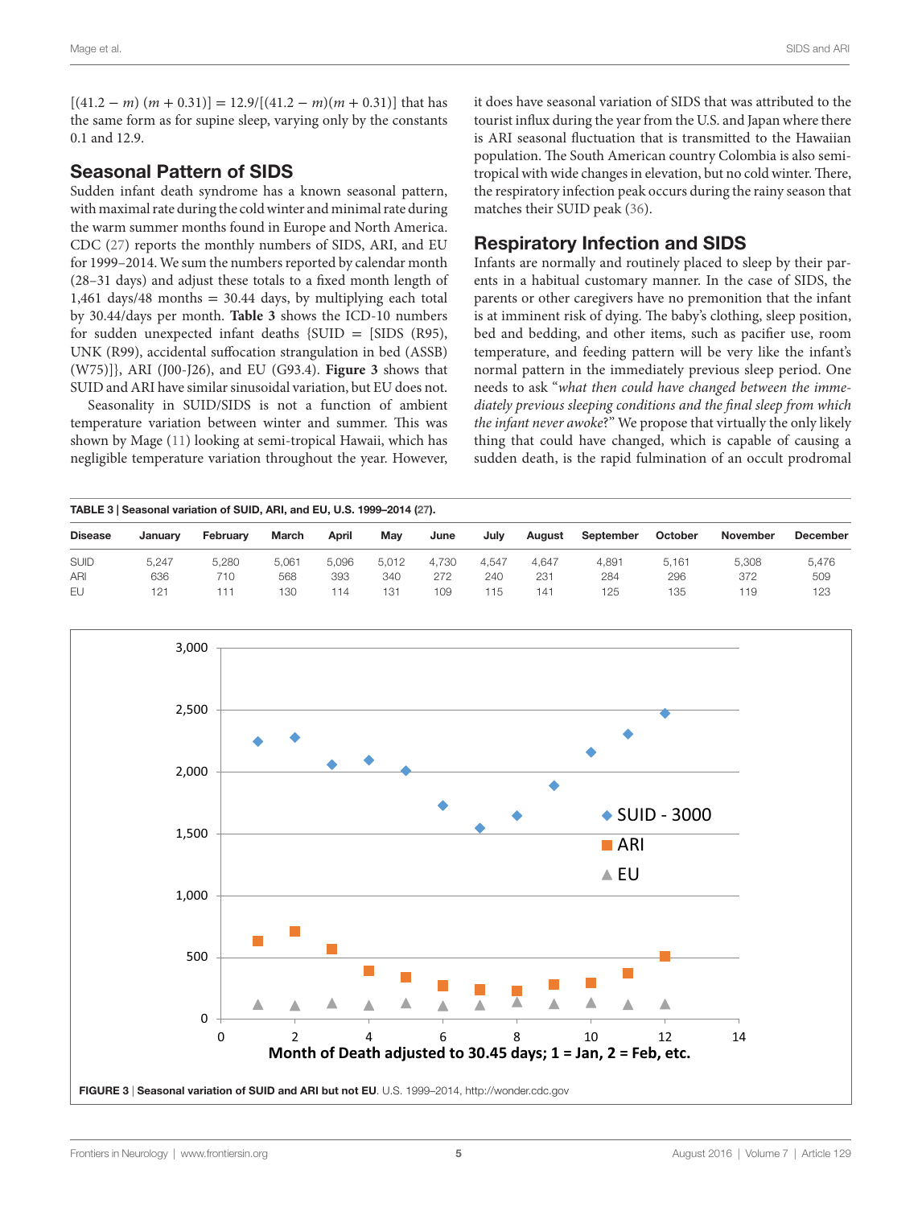$[(41.2 - m)\ (m + 0.31)] = 12.9/[(41.2 - m)(m + 0.31)]$ that has the same form as for supine sleep, varying only by the constants 0.1 and 12.9.

## Seasonal Pattern of SIDS

Sudden infant death syndrome has a known seasonal pattern, with maximal rate during the cold winter and minimal rate during the warm summer months found in Europe and North America. CDC (27) reports the monthly numbers of SIDS, ARI, and EU for 1999–2014. We sum the numbers reported by calendar month (28–31 days) and adjust these totals to a fixed month length of 1,461 days/48 months = 30.44 days, by multiplying each total by 30.44/days per month. **Table 3** shows the ICD-10 numbers for sudden unexpected infant deaths {SUID = [SIDS (R95), UNK (R99), accidental suffocation strangulation in bed (ASSB) (W75)]}, ARI (J00-J26), and EU (G93.4). **Figure 3** shows that SUID and ARI have similar sinusoidal variation, but EU does not.

Seasonality in SUID/SIDS is not a function of ambient temperature variation between winter and summer. This was shown by Mage (11) looking at semi-tropical Hawaii, which has negligible temperature variation throughout the year. However, it does have seasonal variation of SIDS that was attributed to the tourist influx during the year from the U.S. and Japan where there is ARI seasonal fluctuation that is transmitted to the Hawaiian population. The South American country Colombia is also semi-tropical with wide changes in elevation, but no cold winter. There, the respiratory infection peak occurs during the rainy season that matches their SUID peak (36).

## Respiratory Infection and SIDS

Infants are normally and routinely placed to sleep by their parents in a habitual customary manner. In the case of SIDS, the parents or other caregivers have no premonition that the infant is at imminent risk of dying. The baby's clothing, sleep position, bed and bedding, and other items, such as pacifier use, room temperature, and feeding pattern will be very like the infant's normal pattern in the immediately previous sleep period. One needs to ask "*what then could have changed between the immediately previous sleeping conditions and the final sleep from which the infant never awoke*?" We propose that virtually the only likely thing that could have changed, which is capable of causing a sudden death, is the rapid fulmination of an occult prodromal

**TABLE 3 | Seasonal variation of SUID, ARI, and EU, U.S. 1999–2014 (27).**

| Disease | January | February | March | April | May | June | July | August | September | October | November | December |
|---|---|---|---|---|---|---|---|---|---|---|---|---|
| SUID | 5,247 | 5,280 | 5,061 | 5,096 | 5,012 | 4,730 | 4,547 | 4,647 | 4,891 | 5,161 | 5,308 | 5,476 |
| ARI | 636 | 710 | 568 | 393 | 340 | 272 | 240 | 231 | 284 | 296 | 372 | 509 |
| EU | 121 | 111 | 130 | 114 | 131 | 109 | 115 | 141 | 125 | 135 | 119 | 123 |

**FIGURE 3 | Seasonal variation of SUID and ARI but not EU**. U.S. 1999–2014, http://wonder.cdc.gov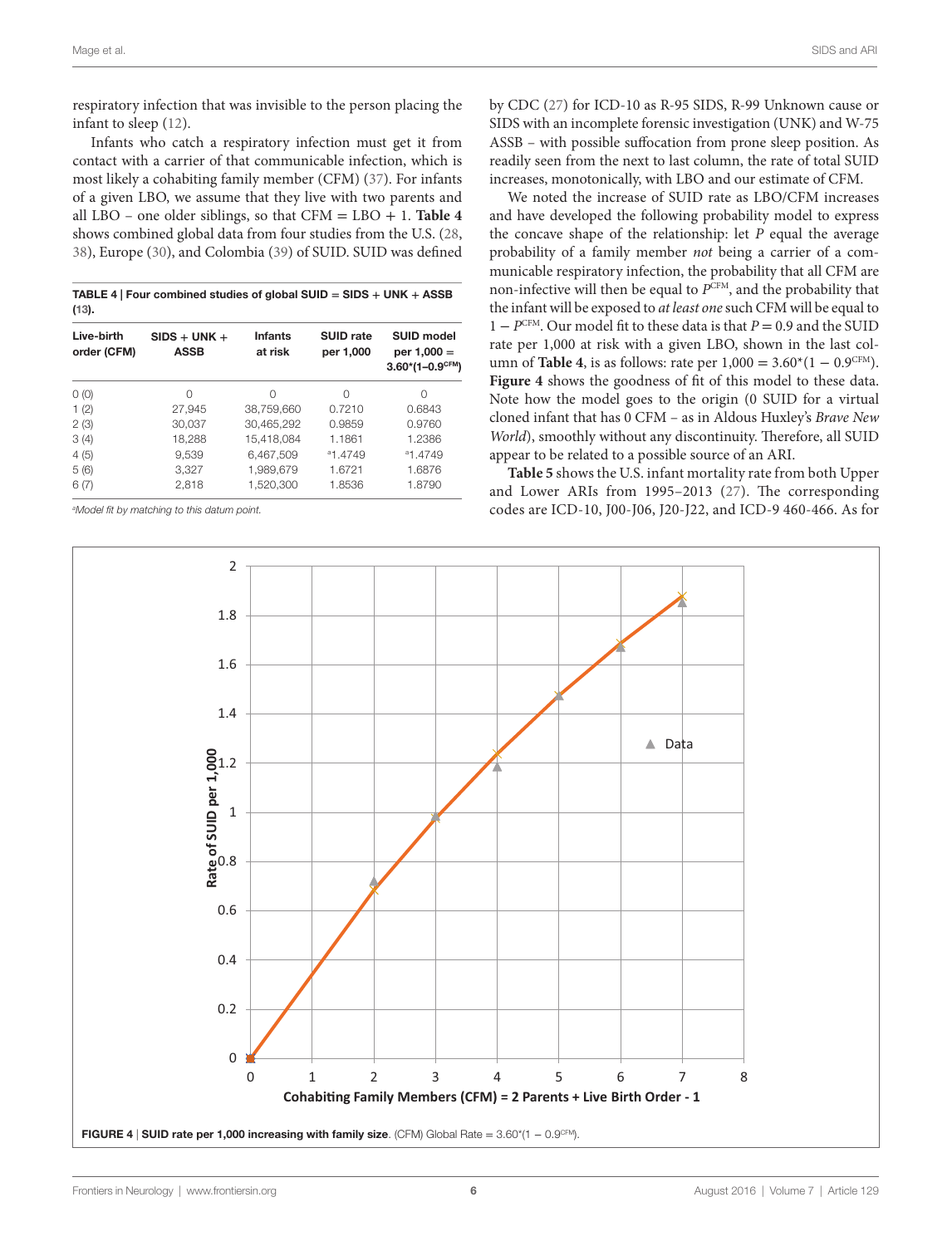respiratory infection that was invisible to the person placing the infant to sleep (12).

Infants who catch a respiratory infection must get it from contact with a carrier of that communicable infection, which is most likely a cohabiting family member (CFM) (37). For infants of a given LBO, we assume that they live with two parents and all LBO – one older siblings, so that CFM = LBO + 1. **Table 4** shows combined global data from four studies from the U.S. (28, 38), Europe (30), and Colombia (39) of SUID. SUID was defined by CDC (27) for ICD-10 as R-95 SIDS, R-99 Unknown cause or SIDS with an incomplete forensic investigation (UNK) and W-75 ASSB – with possible suffocation from prone sleep position. As readily seen from the next to last column, the rate of total SUID increases, monotonically, with LBO and our estimate of CFM.

**TABLE 4 | Four combined studies of global SUID = SIDS + UNK + ASSB (13).**

| Live-birth order (CFM) | SIDS + UNK + ASSB | Infants at risk | SUID rate per 1,000 | SUID model per 1,000 = $3.60*(1–0.9^{CFM})$ |
|---|---|---|---|---|
| 0 (0) | 0 | 0 | 0 | 0 |
| 1 (2) | 27,945 | 38,759,660 | 0.7210 | 0.6843 |
| 2 (3) | 30,037 | 30,465,292 | 0.9859 | 0.9760 |
| 3 (4) | 18,288 | 15,418,084 | 1.1861 | 1.2386 |
| 4 (5) | 9,539 | 6,467,509 | [a]1.4749 | [a]1.4749 |
| 5 (6) | 3,327 | 1,989,679 | 1.6721 | 1.6876 |
| 6 (7) | 2,818 | 1,520,300 | 1.8536 | 1.8790 |

[a]Model fit by matching to this datum point.

We noted the increase of SUID rate as LBO/CFM increases and have developed the following probability model to express the concave shape of the relationship: let $P$ equal the average probability of a family member *not* being a carrier of a communicable respiratory infection, the probability that all CFM are non-infective will then be equal to $P^{CFM}$, and the probability that the infant will be exposed to *at least one* such CFM will be equal to $1 - P^{CFM}$. Our model fit to these data is that $P = 0.9$ and the SUID rate per 1,000 at risk with a given LBO, shown in the last column of **Table 4**, is as follows: rate per 1,000 = $3.60*(1 - 0.9^{CFM})$. **Figure 4** shows the goodness of fit of this model to these data. Note how the model goes to the origin (0 SUID for a virtual cloned infant that has 0 CFM – as in Aldous Huxley's *Brave New World*), smoothly without any discontinuity. Therefore, all SUID appear to be related to a possible source of an ARI.

**Table 5** shows the U.S. infant mortality rate from both Upper and Lower ARIs from 1995–2013 (27). The corresponding codes are ICD-10, J00-J06, J20-J22, and ICD-9 460-466. As for

**FIGURE 4 | SUID rate per 1,000 increasing with family size.** (CFM) Global Rate = $3.60*(1 - 0.9^{CFM})$.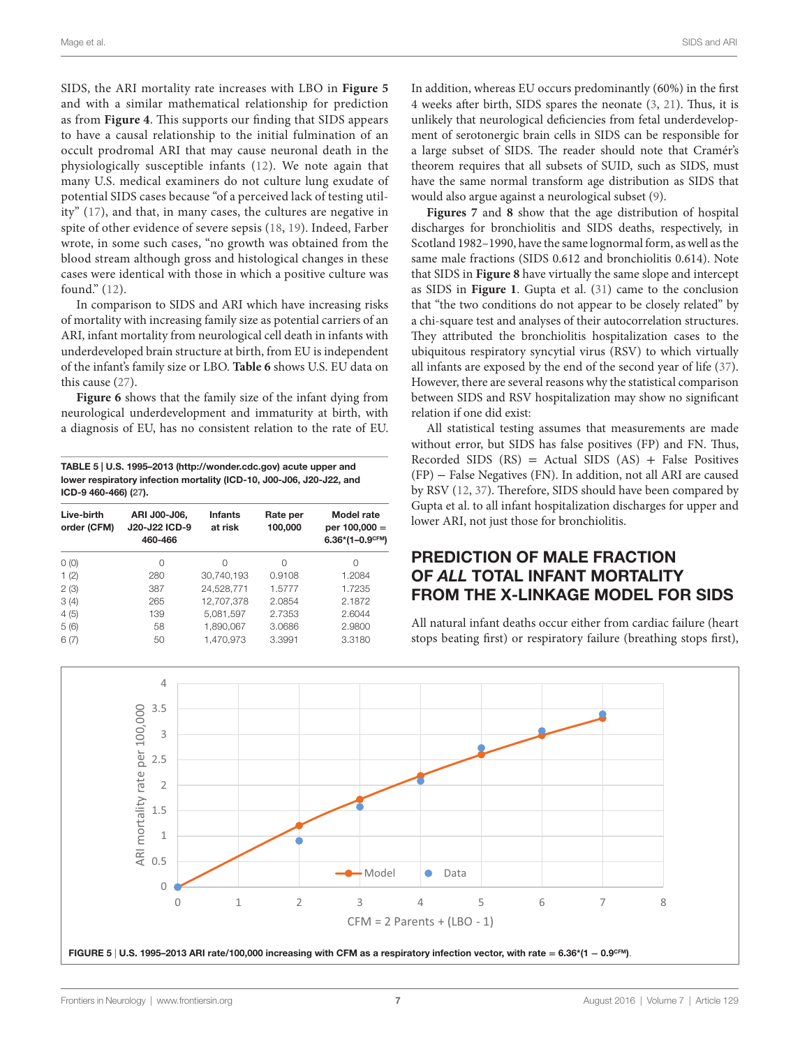SIDS, the ARI mortality rate increases with LBO in **Figure 5** and with a similar mathematical relationship for prediction as from **Figure 4**. This supports our finding that SIDS appears to have a causal relationship to the initial fulmination of an occult prodromal ARI that may cause neuronal death in the physiologically susceptible infants (12). We note again that many U.S. medical examiners do not culture lung exudate of potential SIDS cases because "of a perceived lack of testing utility" (17), and that, in many cases, the cultures are negative in spite of other evidence of severe sepsis (18, 19). Indeed, Farber wrote, in some such cases, "no growth was obtained from the blood stream although gross and histological changes in these cases were identical with those in which a positive culture was found." (12).

In comparison to SIDS and ARI which have increasing risks of mortality with increasing family size as potential carriers of an ARI, infant mortality from neurological cell death in infants with underdeveloped brain structure at birth, from EU is independent of the infant's family size or LBO. **Table 6** shows U.S. EU data on this cause (27).

**Figure 6** shows that the family size of the infant dying from neurological underdevelopment and immaturity at birth, with a diagnosis of EU, has no consistent relation to the rate of EU.

**TABLE 5 | U.S. 1995–2013 (http://wonder.cdc.gov) acute upper and lower respiratory infection mortality (ICD-10, J00-J06, J20-J22, and ICD-9 460-466) (27).**

| Live-birth order (CFM) | ARI J00-J06, J20-J22 ICD-9 460-466 | Infants at risk | Rate per 100,000 | Model rate per 100,000 = $6.36*(1-0.9^{CFM})$ |
|---|---|---|---|---|
| 0 (0) | 0 | 0 | 0 | 0 |
| 1 (2) | 280 | 30,740,193 | 0.9108 | 1.2084 |
| 2 (3) | 387 | 24,528,771 | 1.5777 | 1.7235 |
| 3 (4) | 265 | 12,707,378 | 2.0854 | 2.1872 |
| 4 (5) | 139 | 5,081,597 | 2.7353 | 2.6044 |
| 5 (6) | 58 | 1,890,067 | 3.0686 | 2.9800 |
| 6 (7) | 50 | 1,470,973 | 3.3991 | 3.3180 |

In addition, whereas EU occurs predominantly (60%) in the first 4 weeks after birth, SIDS spares the neonate (3, 21). Thus, it is unlikely that neurological deficiencies from fetal underdevelopment of serotonergic brain cells in SIDS can be responsible for a large subset of SIDS. The reader should note that Cramér's theorem requires that all subsets of SUID, such as SIDS, must have the same normal transform age distribution as SIDS that would also argue against a neurological subset (9).

**Figures 7** and **8** show that the age distribution of hospital discharges for bronchiolitis and SIDS deaths, respectively, in Scotland 1982–1990, have the same lognormal form, as well as the same male fractions (SIDS 0.612 and bronchiolitis 0.614). Note that SIDS in **Figure 8** have virtually the same slope and intercept as SIDS in **Figure 1**. Gupta et al. (31) came to the conclusion that "the two conditions do not appear to be closely related" by a chi-square test and analyses of their autocorrelation structures. They attributed the bronchiolitis hospitalization cases to the ubiquitous respiratory syncytial virus (RSV) to which virtually all infants are exposed by the end of the second year of life (37). However, there are several reasons why the statistical comparison between SIDS and RSV hospitalization may show no significant relation if one did exist:

All statistical testing assumes that measurements are made without error, but SIDS has false positives (FP) and FN. Thus, Recorded SIDS (RS) = Actual SIDS (AS) + False Positives (FP) − False Negatives (FN). In addition, not all ARI are caused by RSV (12, 37). Therefore, SIDS should have been compared by Gupta et al. to all infant hospitalization discharges for upper and lower ARI, not just those for bronchiolitis.

## PREDICTION OF MALE FRACTION OF *ALL* TOTAL INFANT MORTALITY FROM THE X-LINKAGE MODEL FOR SIDS

All natural infant deaths occur either from cardiac failure (heart stops beating first) or respiratory failure (breathing stops first),

**FIGURE 5** | U.S. 1995–2013 ARI rate/100,000 increasing with CFM as a respiratory infection vector, with rate = $6.36*(1 - 0.9^{CFM})$.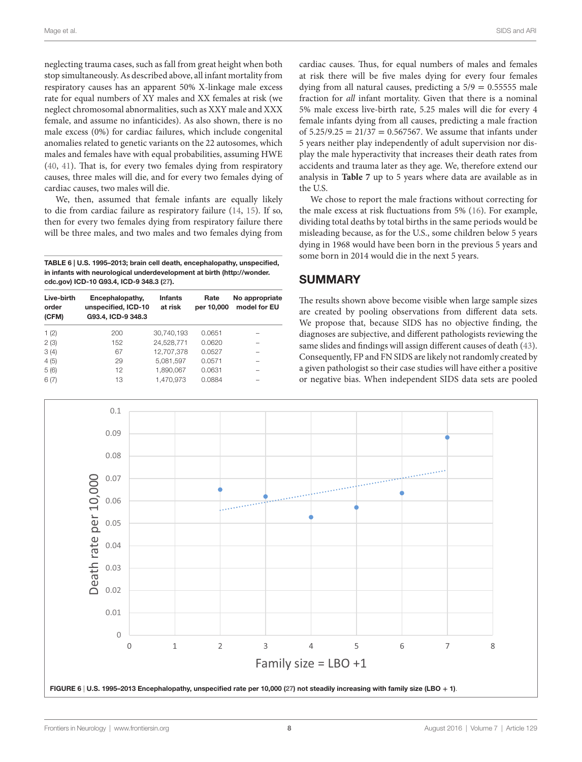neglecting trauma cases, such as fall from great height when both stop simultaneously. As described above, all infant mortality from respiratory causes has an apparent 50% X-linkage male excess rate for equal numbers of XY males and XX females at risk (we neglect chromosomal abnormalities, such as XXY male and XXX female, and assume no infanticides). As also shown, there is no male excess (0%) for cardiac failures, which include congenital anomalies related to genetic variants on the 22 autosomes, which males and females have with equal probabilities, assuming HWE (40, 41). That is, for every two females dying from respiratory causes, three males will die, and for every two females dying of cardiac causes, two males will die.

We, then, assumed that female infants are equally likely to die from cardiac failure as respiratory failure (14, 15). If so, then for every two females dying from respiratory failure there will be three males, and two males and two females dying from cardiac causes. Thus, for equal numbers of males and females at risk there will be five males dying for every four females dying from all natural causes, predicting a $5/9 = 0.55555$ male fraction for *all* infant mortality. Given that there is a nominal 5% male excess live-birth rate, 5.25 males will die for every 4 female infants dying from all causes, predicting a male fraction of $5.25/9.25 = 21/37 = 0.567567$. We assume that infants under 5 years neither play independently of adult supervision nor display the male hyperactivity that increases their death rates from accidents and trauma later as they age. We, therefore extend our analysis in **Table 7** up to 5 years where data are available as in the U.S.

We chose to report the male fractions without correcting for the male excess at risk fluctuations from 5% (16). For example, dividing total deaths by total births in the same periods would be misleading because, as for the U.S., some children below 5 years dying in 1968 would have been born in the previous 5 years and some born in 2014 would die in the next 5 years.

**TABLE 6 | U.S. 1995–2013; brain cell death, encephalopathy, unspecified, in infants with neurological underdevelopment at birth (http://wonder.cdc.gov) ICD-10 G93.4, ICD-9 348.3 (27).**

| Live-birth order (CFM) | Encephalopathy, unspecified, ICD-10 G93.4, ICD-9 348.3 | Infants at risk | Rate per 10,000 | No appropriate model for EU |
|---|---|---|---|---|
| 1 (2) | 200 | 30,740,193 | 0.0651 | – |
| 2 (3) | 152 | 24,528,771 | 0.0620 | – |
| 3 (4) | 67 | 12,707,378 | 0.0527 | – |
| 4 (5) | 29 | 5,081,597 | 0.0571 | – |
| 5 (6) | 12 | 1,890,067 | 0.0631 | – |
| 6 (7) | 13 | 1,470,973 | 0.0884 | – |

## SUMMARY

The results shown above become visible when large sample sizes are created by pooling observations from different data sets. We propose that, because SIDS has no objective finding, the diagnoses are subjective, and different pathologists reviewing the same slides and findings will assign different causes of death (43). Consequently, FP and FN SIDS are likely not randomly created by a given pathologist so their case studies will have either a positive or negative bias. When independent SIDS data sets are pooled

**FIGURE 6 | U.S. 1995–2013 Encephalopathy, unspecified rate per 10,000 (27) not steadily increasing with family size (LBO + 1).**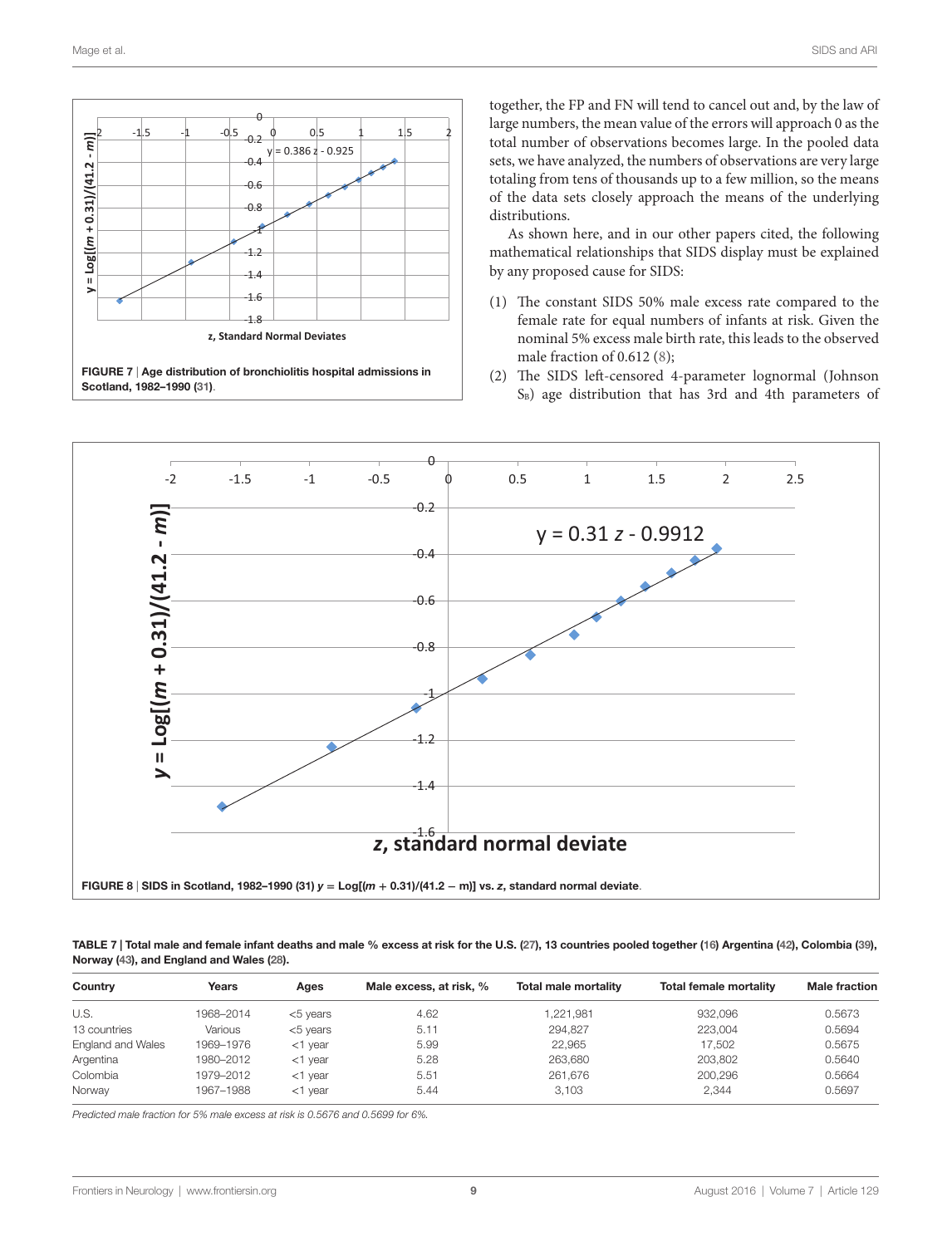FIGURE 7 | Age distribution of bronchiolitis hospital admissions in Scotland, 1982–1990 (31).

together, the FP and FN will tend to cancel out and, by the law of large numbers, the mean value of the errors will approach 0 as the total number of observations becomes large. In the pooled data sets, we have analyzed, the numbers of observations are very large totaling from tens of thousands up to a few million, so the means of the data sets closely approach the means of the underlying distributions.

As shown here, and in our other papers cited, the following mathematical relationships that SIDS display must be explained by any proposed cause for SIDS:

(1) The constant SIDS 50% male excess rate compared to the female rate for equal numbers of infants at risk. Given the nominal 5% excess male birth rate, this leads to the observed male fraction of 0.612 (8);
(2) The SIDS left-censored 4-parameter lognormal (Johnson $S_B$) age distribution that has 3rd and 4th parameters of

FIGURE 8 | SIDS in Scotland, 1982–1990 (31) $y = \text{Log}[(m + 0.31)/(41.2 - m)]$ vs. $z$, standard normal deviate.

TABLE 7 | Total male and female infant deaths and male % excess at risk for the U.S. (27), 13 countries pooled together (16) Argentina (42), Colombia (39), Norway (43), and England and Wales (28).

| Country | Years | Ages | Male excess, at risk, % | Total male mortality | Total female mortality | Male fraction |
|---|---|---|---|---|---|---|
| U.S. | 1968–2014 | <5 years | 4.62 | 1,221,981 | 932,096 | 0.5673 |
| 13 countries | Various | <5 years | 5.11 | 294,827 | 223,004 | 0.5694 |
| England and Wales | 1969–1976 | <1 year | 5.99 | 22,965 | 17,502 | 0.5675 |
| Argentina | 1980–2012 | <1 year | 5.28 | 263,680 | 203,802 | 0.5640 |
| Colombia | 1979–2012 | <1 year | 5.51 | 261,676 | 200,296 | 0.5664 |
| Norway | 1967–1988 | <1 year | 5.44 | 3,103 | 2,344 | 0.5697 |

*Predicted male fraction for 5% male excess at risk is 0.5676 and 0.5699 for 6%.*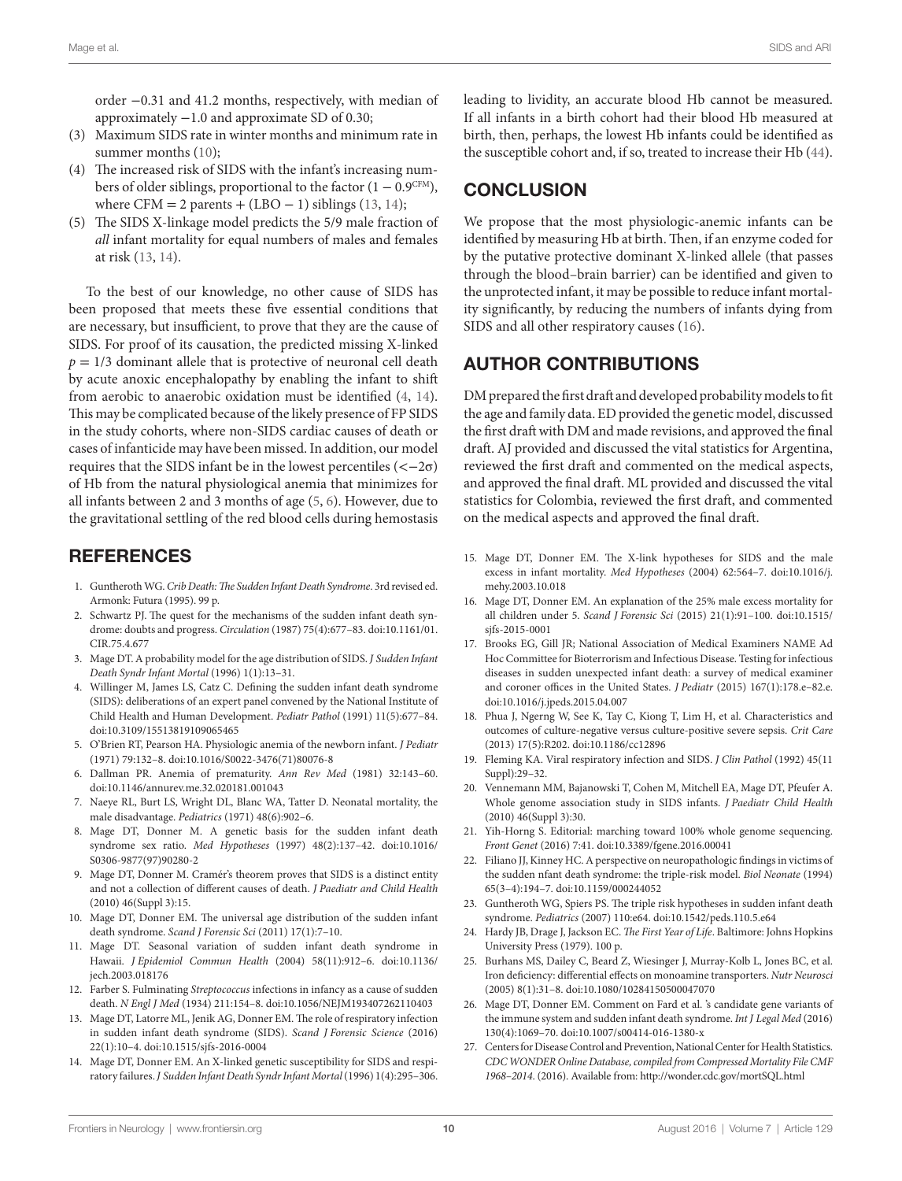order −0.31 and 41.2 months, respectively, with median of approximately −1.0 and approximate SD of 0.30;

(3) Maximum SIDS rate in winter months and minimum rate in summer months (10);
(4) The increased risk of SIDS with the infant's increasing numbers of older siblings, proportional to the factor $(1 - 0.9^{CFM})$, where CFM = 2 parents + (LBO − 1) siblings (13, 14);
(5) The SIDS X-linkage model predicts the 5/9 male fraction of *all* infant mortality for equal numbers of males and females at risk (13, 14).

To the best of our knowledge, no other cause of SIDS has been proposed that meets these five essential conditions that are necessary, but insufficient, to prove that they are the cause of SIDS. For proof of its causation, the predicted missing X-linked $p = 1/3$ dominant allele that is protective of neuronal cell death by acute anoxic encephalopathy by enabling the infant to shift from aerobic to anaerobic oxidation must be identified (4, 14). This may be complicated because of the likely presence of FP SIDS in the study cohorts, where non-SIDS cardiac causes of death or cases of infanticide may have been missed. In addition, our model requires that the SIDS infant be in the lowest percentiles ($<-2\sigma$) of Hb from the natural physiological anemia that minimizes for all infants between 2 and 3 months of age (5, 6). However, due to the gravitational settling of the red blood cells during hemostasis leading to lividity, an accurate blood Hb cannot be measured. If all infants in a birth cohort had their blood Hb measured at birth, then, perhaps, the lowest Hb infants could be identified as the susceptible cohort and, if so, treated to increase their Hb (44).

## CONCLUSION

We propose that the most physiologic-anemic infants can be identified by measuring Hb at birth. Then, if an enzyme coded for by the putative protective dominant X-linked allele (that passes through the blood–brain barrier) can be identified and given to the unprotected infant, it may be possible to reduce infant mortality significantly, by reducing the numbers of infants dying from SIDS and all other respiratory causes (16).

## AUTHOR CONTRIBUTIONS

DM prepared the first draft and developed probability models to fit the age and family data. ED provided the genetic model, discussed the first draft with DM and made revisions, and approved the final draft. AJ provided and discussed the vital statistics for Argentina, reviewed the first draft and commented on the medical aspects, and approved the final draft. ML provided and discussed the vital statistics for Colombia, reviewed the first draft, and commented on the medical aspects and approved the final draft.

## REFERENCES

1. Guntheroth WG. *Crib Death: The Sudden Infant Death Syndrome*. 3rd revised ed. Armonk: Futura (1995). 99 p.
2. Schwartz PJ. The quest for the mechanisms of the sudden infant death syndrome: doubts and progress. *Circulation* (1987) 75(4):677–83. doi:10.1161/01.CIR.75.4.677
3. Mage DT. A probability model for the age distribution of SIDS. *J Sudden Infant Death Syndr Infant Mortal* (1996) 1(1):13–31.
4. Willinger M, James LS, Catz C. Defining the sudden infant death syndrome (SIDS): deliberations of an expert panel convened by the National Institute of Child Health and Human Development. *Pediatr Pathol* (1991) 11(5):677–84. doi:10.3109/15513819109065465
5. O'Brien RT, Pearson HA. Physiologic anemia of the newborn infant. *J Pediatr* (1971) 79:132–8. doi:10.1016/S0022-3476(71)80076-8
6. Dallman PR. Anemia of prematurity. *Ann Rev Med* (1981) 32:143–60. doi:10.1146/annurev.me.32.020181.001043
7. Naeye RL, Burt LS, Wright DL, Blanc WA, Tatter D. Neonatal mortality, the male disadvantage. *Pediatrics* (1971) 48(6):902–6.
8. Mage DT, Donner M. A genetic basis for the sudden infant death syndrome sex ratio. *Med Hypotheses* (1997) 48(2):137–42. doi:10.1016/S0306-9877(97)90280-2
9. Mage DT, Donner M. Cramér's theorem proves that SIDS is a distinct entity and not a collection of different causes of death. *J Paediatr and Child Health* (2010) 46(Suppl 3):15.
10. Mage DT, Donner EM. The universal age distribution of the sudden infant death syndrome. *Scand J Forensic Sci* (2011) 17(1):7–10.
11. Mage DT. Seasonal variation of sudden infant death syndrome in Hawaii. *J Epidemiol Commun Health* (2004) 58(11):912–6. doi:10.1136/jech.2003.018176
12. Farber S. Fulminating *Streptococcus* infections in infancy as a cause of sudden death. *N Engl J Med* (1934) 211:154–8. doi:10.1056/NEJM193407262110403
13. Mage DT, Latorre ML, Jenik AG, Donner EM. The role of respiratory infection in sudden infant death syndrome (SIDS). *Scand J Forensic Science* (2016) 22(1):10–4. doi:10.1515/sjfs-2016-0004
14. Mage DT, Donner EM. An X-linked genetic susceptibility for SIDS and respiratory failures. *J Sudden Infant Death Syndr Infant Mortal* (1996) 1(4):295–306.
15. Mage DT, Donner EM. The X-link hypotheses for SIDS and the male excess in infant mortality. *Med Hypotheses* (2004) 62:564–7. doi:10.1016/j.mehy.2003.10.018
16. Mage DT, Donner EM. An explanation of the 25% male excess mortality for all children under 5. *Scand J Forensic Sci* (2015) 21(1):91–100. doi:10.1515/sjfs-2015-0001
17. Brooks EG, Gill JR; National Association of Medical Examiners NAME Ad Hoc Committee for Bioterrorism and Infectious Disease. Testing for infectious diseases in sudden unexpected infant death: a survey of medical examiner and coroner offices in the United States. *J Pediatr* (2015) 167(1):178.e–82.e. doi:10.1016/j.jpeds.2015.04.007
18. Phua J, Ngerng W, See K, Tay C, Kiong T, Lim H, et al. Characteristics and outcomes of culture-negative versus culture-positive severe sepsis. *Crit Care* (2013) 17(5):R202. doi:10.1186/cc12896
19. Fleming KA. Viral respiratory infection and SIDS. *J Clin Pathol* (1992) 45(11 Suppl):29–32.
20. Vennemann MM, Bajanowski T, Cohen M, Mitchell EA, Mage DT, Pfeufer A. Whole genome association study in SIDS infants. *J Paediatr Child Health* (2010) 46(Suppl 3):30.
21. Yih-Horng S. Editorial: marching toward 100% whole genome sequencing. *Front Genet* (2016) 7:41. doi:10.3389/fgene.2016.00041
22. Filiano JJ, Kinney HC. A perspective on neuropathologic findings in victims of the sudden nfant death syndrome: the triple-risk model. *Biol Neonate* (1994) 65(3–4):194–7. doi:10.1159/000244052
23. Guntheroth WG, Spiers PS. The triple risk hypotheses in sudden infant death syndrome. *Pediatrics* (2007) 110:e64. doi:10.1542/peds.110.5.e64
24. Hardy JB, Drage J, Jackson EC. *The First Year of Life*. Baltimore: Johns Hopkins University Press (1979). 100 p.
25. Burhans MS, Dailey C, Beard Z, Wiesinger J, Murray-Kolb L, Jones BC, et al. Iron deficiency: differential effects on monoamine transporters. *Nutr Neurosci* (2005) 8(1):31–8. doi:10.1080/10284150500047070
26. Mage DT, Donner EM. Comment on Fard et al. 's candidate gene variants of the immune system and sudden infant death syndrome. *Int J Legal Med* (2016) 130(4):1069–70. doi:10.1007/s00414-016-1380-x
27. Centers for Disease Control and Prevention, National Center for Health Statistics. *CDC WONDER Online Database, compiled from Compressed Mortality File CMF 1968–2014*. (2016). Available from: http://wonder.cdc.gov/mortSQL.html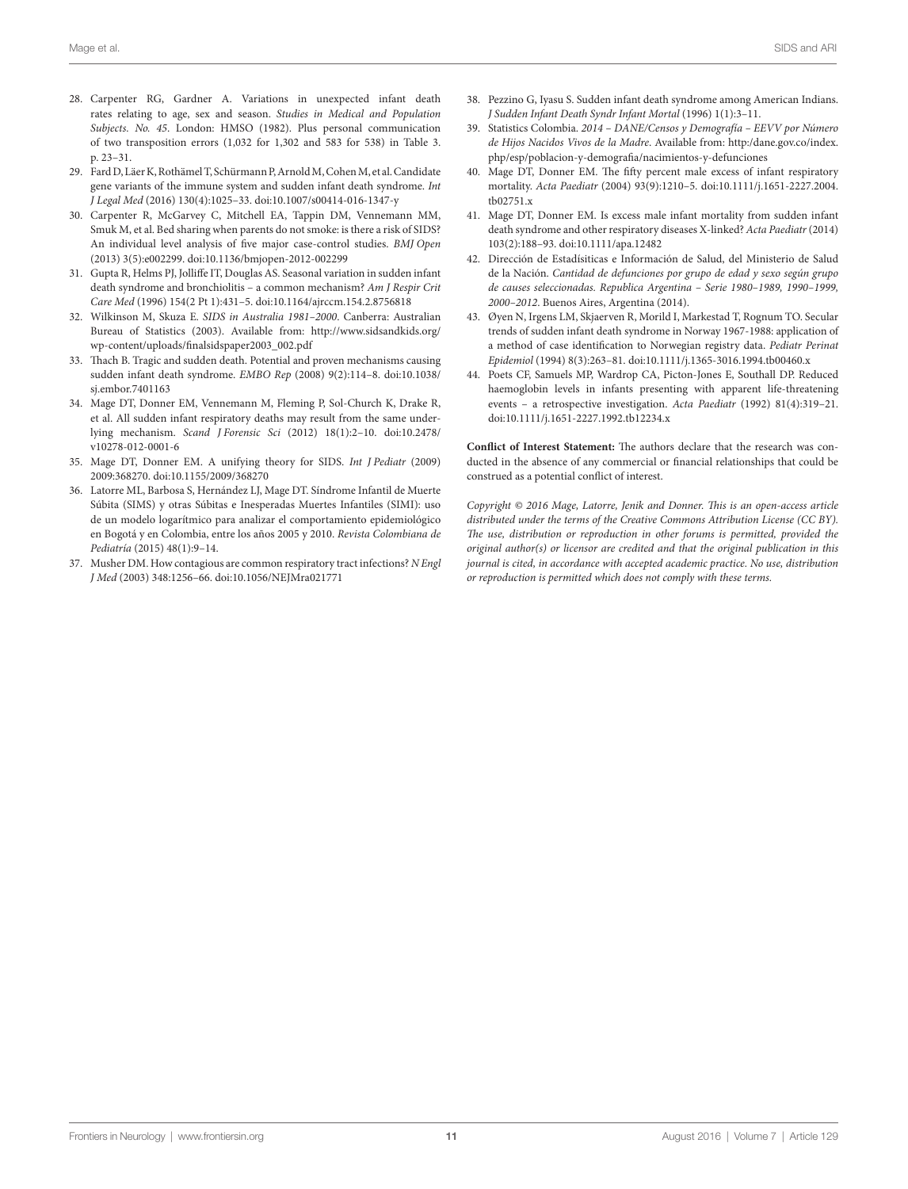28. Carpenter RG, Gardner A. Variations in unexpected infant death rates relating to age, sex and season. *Studies in Medical and Population Subjects. No. 45*. London: HMSO (1982). Plus personal communication of two transposition errors (1,032 for 1,302 and 583 for 538) in Table 3. p. 23–31.
29. Fard D, Läer K, Rothämel T, Schürmann P, Arnold M, Cohen M, et al. Candidate gene variants of the immune system and sudden infant death syndrome. *Int J Legal Med* (2016) 130(4):1025–33. doi:10.1007/s00414-016-1347-y
30. Carpenter R, McGarvey C, Mitchell EA, Tappin DM, Vennemann MM, Smuk M, et al. Bed sharing when parents do not smoke: is there a risk of SIDS? An individual level analysis of five major case-control studies. *BMJ Open* (2013) 3(5):e002299. doi:10.1136/bmjopen-2012-002299
31. Gupta R, Helms PJ, Jolliffe IT, Douglas AS. Seasonal variation in sudden infant death syndrome and bronchiolitis – a common mechanism? *Am J Respir Crit Care Med* (1996) 154(2 Pt 1):431–5. doi:10.1164/ajrccm.154.2.8756818
32. Wilkinson M, Skuza E. *SIDS in Australia 1981–2000*. Canberra: Australian Bureau of Statistics (2003). Available from: http://www.sidsandkids.org/wp-content/uploads/finalsidspaper2003_002.pdf
33. Thach B. Tragic and sudden death. Potential and proven mechanisms causing sudden infant death syndrome. *EMBO Rep* (2008) 9(2):114–8. doi:10.1038/sj.embor.7401163
34. Mage DT, Donner EM, Vennemann M, Fleming P, Sol-Church K, Drake R, et al. All sudden infant respiratory deaths may result from the same underlying mechanism. *Scand J Forensic Sci* (2012) 18(1):2–10. doi:10.2478/v10278-012-0001-6
35. Mage DT, Donner EM. A unifying theory for SIDS. *Int J Pediatr* (2009) 2009:368270. doi:10.1155/2009/368270
36. Latorre ML, Barbosa S, Hernández LJ, Mage DT. Síndrome Infantil de Muerte Súbita (SIMS) y otras Súbitas e Inesperadas Muertes Infantiles (SIMI): uso de un modelo logarítmico para analizar el comportamiento epidemiológico en Bogotá y en Colombia, entre los años 2005 y 2010. *Revista Colombiana de Pediatría* (2015) 48(1):9–14.
37. Musher DM. How contagious are common respiratory tract infections? *N Engl J Med* (2003) 348:1256–66. doi:10.1056/NEJMra021771
38. Pezzino G, Iyasu S. Sudden infant death syndrome among American Indians. *J Sudden Infant Death Syndr Infant Mortal* (1996) 1(1):3–11.
39. Statistics Colombia. *2014 – DANE/Censos y Demografía – EEVV por Número de Hijos Nacidos Vivos de la Madre*. Available from: http://dane.gov.co/index.php/esp/poblacion-y-demografia/nacimientos-y-defunciones
40. Mage DT, Donner EM. The fifty percent male excess of infant respiratory mortality. *Acta Paediatr* (2004) 93(9):1210–5. doi:10.1111/j.1651-2227.2004.tb02751.x
41. Mage DT, Donner EM. Is excess male infant mortality from sudden infant death syndrome and other respiratory diseases X-linked? *Acta Paediatr* (2014) 103(2):188–93. doi:10.1111/apa.12482
42. Dirección de Estadísiticas e Información de Salud, del Ministerio de Salud de la Nación. *Cantidad de defunciones por grupo de edad y sexo según grupo de causes seleccionadas. Republica Argentina – Serie 1980–1989, 1990–1999, 2000–2012*. Buenos Aires, Argentina (2014).
43. Øyen N, Irgens LM, Skjaerven R, Morild I, Markestad T, Rognum TO. Secular trends of sudden infant death syndrome in Norway 1967-1988: application of a method of case identification to Norwegian registry data. *Pediatr Perinat Epidemiol* (1994) 8(3):263–81. doi:10.1111/j.1365-3016.1994.tb00460.x
44. Poets CF, Samuels MP, Wardrop CA, Picton-Jones E, Southall DP. Reduced haemoglobin levels in infants presenting with apparent life-threatening events – a retrospective investigation. *Acta Paediatr* (1992) 81(4):319–21. doi:10.1111/j.1651-2227.1992.tb12234.x

**Conflict of Interest Statement:** The authors declare that the research was conducted in the absence of any commercial or financial relationships that could be construed as a potential conflict of interest.

*Copyright © 2016 Mage, Latorre, Jenik and Donner. This is an open-access article distributed under the terms of the Creative Commons Attribution License (CC BY). The use, distribution or reproduction in other forums is permitted, provided the original author(s) or licensor are credited and that the original publication in this journal is cited, in accordance with accepted academic practice. No use, distribution or reproduction is permitted which does not comply with these terms.*